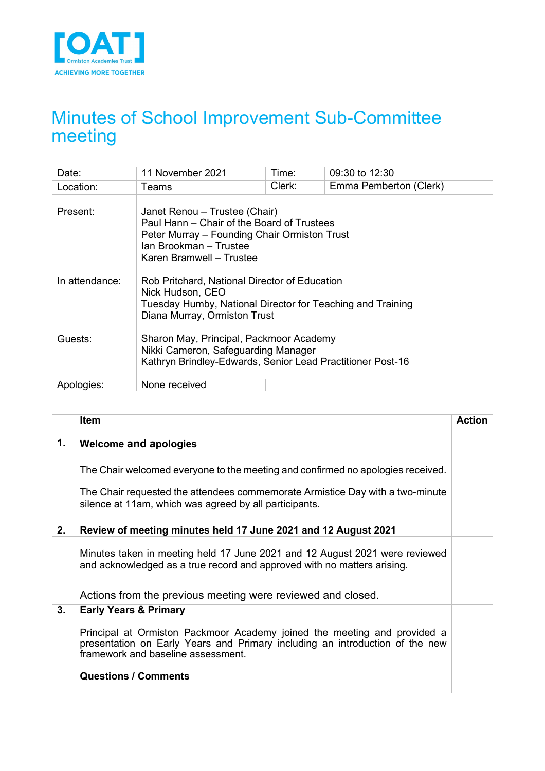[OAT] Ormiston Academies Trust
ACHIEVING MORE TOGETHER

# Minutes of School Improvement Sub-Committee meeting

| Date: | 11 November 2021 | Time: | 09:30 to 12:30 |
|---|---|---|---|
| Location: | Teams | Clerk: | Emma Pemberton (Clerk) |
| Present: | Janet Renou – Trustee (Chair)<br>Paul Hann – Chair of the Board of Trustees<br>Peter Murray – Founding Chair Ormiston Trust<br>Ian Brookman – Trustee<br>Karen Bramwell – Trustee | | |
| In attendance: | Rob Pritchard, National Director of Education<br>Nick Hudson, CEO<br>Tuesday Humby, National Director for Teaching and Training<br>Diana Murray, Ormiston Trust | | |
| Guests: | Sharon May, Principal, Packmoor Academy<br>Nikki Cameron, Safeguarding Manager<br>Kathryn Brindley-Edwards, Senior Lead Practitioner Post-16 | | |
| Apologies: | None received | | |

| | Item | Action |
|---|---|---|
| **1.** | **Welcome and apologies** | |
| | The Chair welcomed everyone to the meeting and confirmed no apologies received.<br><br>The Chair requested the attendees commemorate Armistice Day with a two-minute silence at 11am, which was agreed by all participants. | |
| **2.** | **Review of meeting minutes held 17 June 2021 and 12 August 2021** | |
| | Minutes taken in meeting held 17 June 2021 and 12 August 2021 were reviewed and acknowledged as a true record and approved with no matters arising.<br><br>Actions from the previous meeting were reviewed and closed. | |
| **3.** | **Early Years & Primary** | |
| | Principal at Ormiston Packmoor Academy joined the meeting and provided a presentation on Early Years and Primary including an introduction of the new framework and baseline assessment.<br><br>**Questions / Comments** | |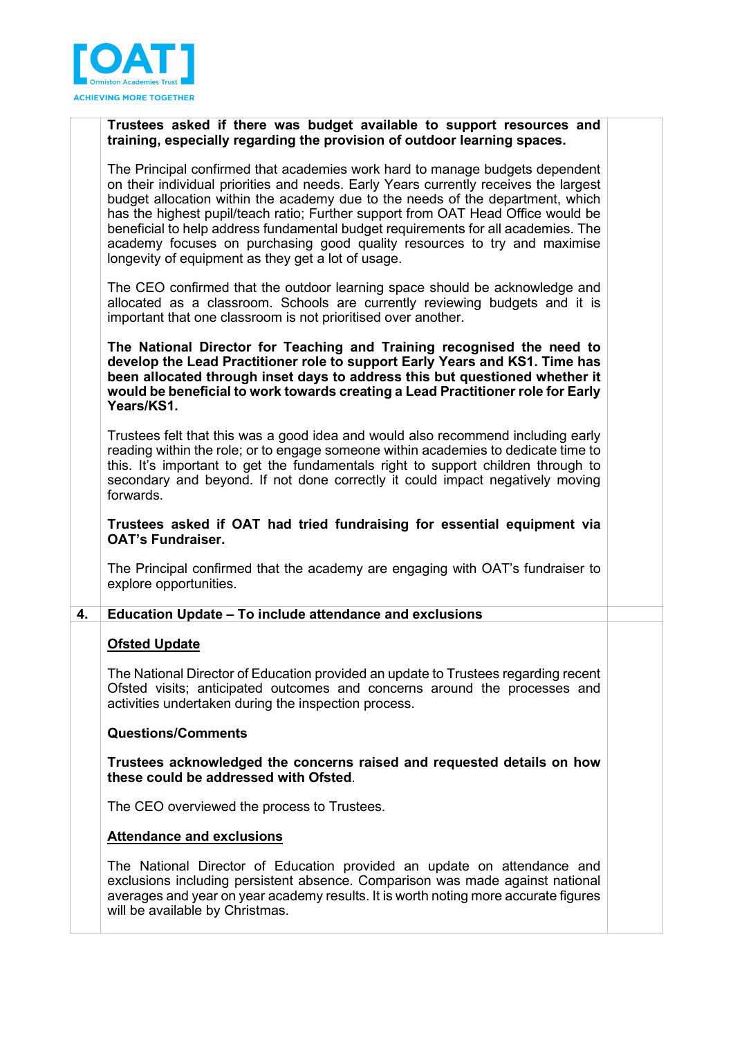| | | |
|---|---|---|
| | **Trustees asked if there was budget available to support resources and training, especially regarding the provision of outdoor learning spaces.**<br><br>The Principal confirmed that academies work hard to manage budgets dependent on their individual priorities and needs. Early Years currently receives the largest budget allocation within the academy due to the needs of the department, which has the highest pupil/teach ratio; Further support from OAT Head Office would be beneficial to help address fundamental budget requirements for all academies. The academy focuses on purchasing good quality resources to try and maximise longevity of equipment as they get a lot of usage.<br><br>The CEO confirmed that the outdoor learning space should be acknowledge and allocated as a classroom. Schools are currently reviewing budgets and it is important that one classroom is not prioritised over another.<br><br>**The National Director for Teaching and Training recognised the need to develop the Lead Practitioner role to support Early Years and KS1. Time has been allocated through inset days to address this but questioned whether it would be beneficial to work towards creating a Lead Practitioner role for Early Years/KS1.**<br><br>Trustees felt that this was a good idea and would also recommend including early reading within the role; or to engage someone within academies to dedicate time to this. It's important to get the fundamentals right to support children through to secondary and beyond. If not done correctly it could impact negatively moving forwards.<br><br>**Trustees asked if OAT had tried fundraising for essential equipment via OAT's Fundraiser.**<br><br>The Principal confirmed that the academy are engaging with OAT's fundraiser to explore opportunities. | |
| **4.** | **Education Update – To include attendance and exclusions** | |
| | **<u>Ofsted Update</u>**<br><br>The National Director of Education provided an update to Trustees regarding recent Ofsted visits; anticipated outcomes and concerns around the processes and activities undertaken during the inspection process.<br><br>**Questions/Comments**<br><br>**Trustees acknowledged the concerns raised and requested details on how these could be addressed with Ofsted**.<br><br>The CEO overviewed the process to Trustees.<br><br>**<u>Attendance and exclusions</u>**<br><br>The National Director of Education provided an update on attendance and exclusions including persistent absence. Comparison was made against national averages and year on year academy results. It is worth noting more accurate figures will be available by Christmas. | |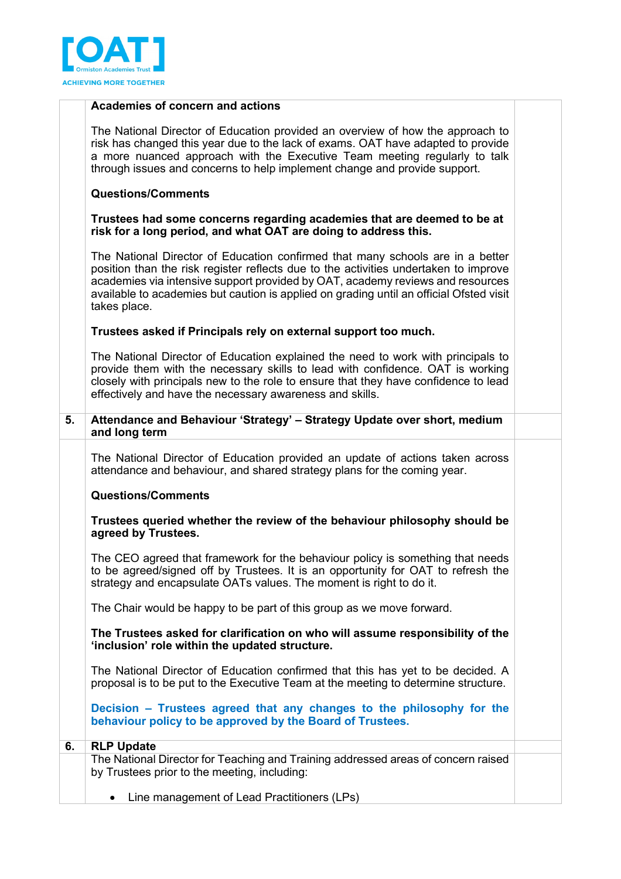| | | |
|---|---|---|
| | **Academies of concern and actions**<br><br>The National Director of Education provided an overview of how the approach to risk has changed this year due to the lack of exams. OAT have adapted to provide a more nuanced approach with the Executive Team meeting regularly to talk through issues and concerns to help implement change and provide support.<br><br>**Questions/Comments**<br><br>**Trustees had some concerns regarding academies that are deemed to be at risk for a long period, and what OAT are doing to address this.**<br><br>The National Director of Education confirmed that many schools are in a better position than the risk register reflects due to the activities undertaken to improve academies via intensive support provided by OAT, academy reviews and resources available to academies but caution is applied on grading until an official Ofsted visit takes place.<br><br>**Trustees asked if Principals rely on external support too much.**<br><br>The National Director of Education explained the need to work with principals to provide them with the necessary skills to lead with confidence. OAT is working closely with principals new to the role to ensure that they have confidence to lead effectively and have the necessary awareness and skills. | |
| **5.** | **Attendance and Behaviour 'Strategy' – Strategy Update over short, medium and long term** | |
| | The National Director of Education provided an update of actions taken across attendance and behaviour, and shared strategy plans for the coming year.<br><br>**Questions/Comments**<br><br>**Trustees queried whether the review of the behaviour philosophy should be agreed by Trustees.**<br><br>The CEO agreed that framework for the behaviour policy is something that needs to be agreed/signed off by Trustees. It is an opportunity for OAT to refresh the strategy and encapsulate OATs values. The moment is right to do it.<br><br>The Chair would be happy to be part of this group as we move forward.<br><br>**The Trustees asked for clarification on who will assume responsibility of the 'inclusion' role within the updated structure.**<br><br>The National Director of Education confirmed that this has yet to be decided. A proposal is to be put to the Executive Team at the meeting to determine structure.<br><br>**Decision – Trustees agreed that any changes to the philosophy for the behaviour policy to be approved by the Board of Trustees.** | |
| **6.** | **RLP Update** | |
| | The National Director for Teaching and Training addressed areas of concern raised by Trustees prior to the meeting, including:<br><br>• Line management of Lead Practitioners (LPs) | |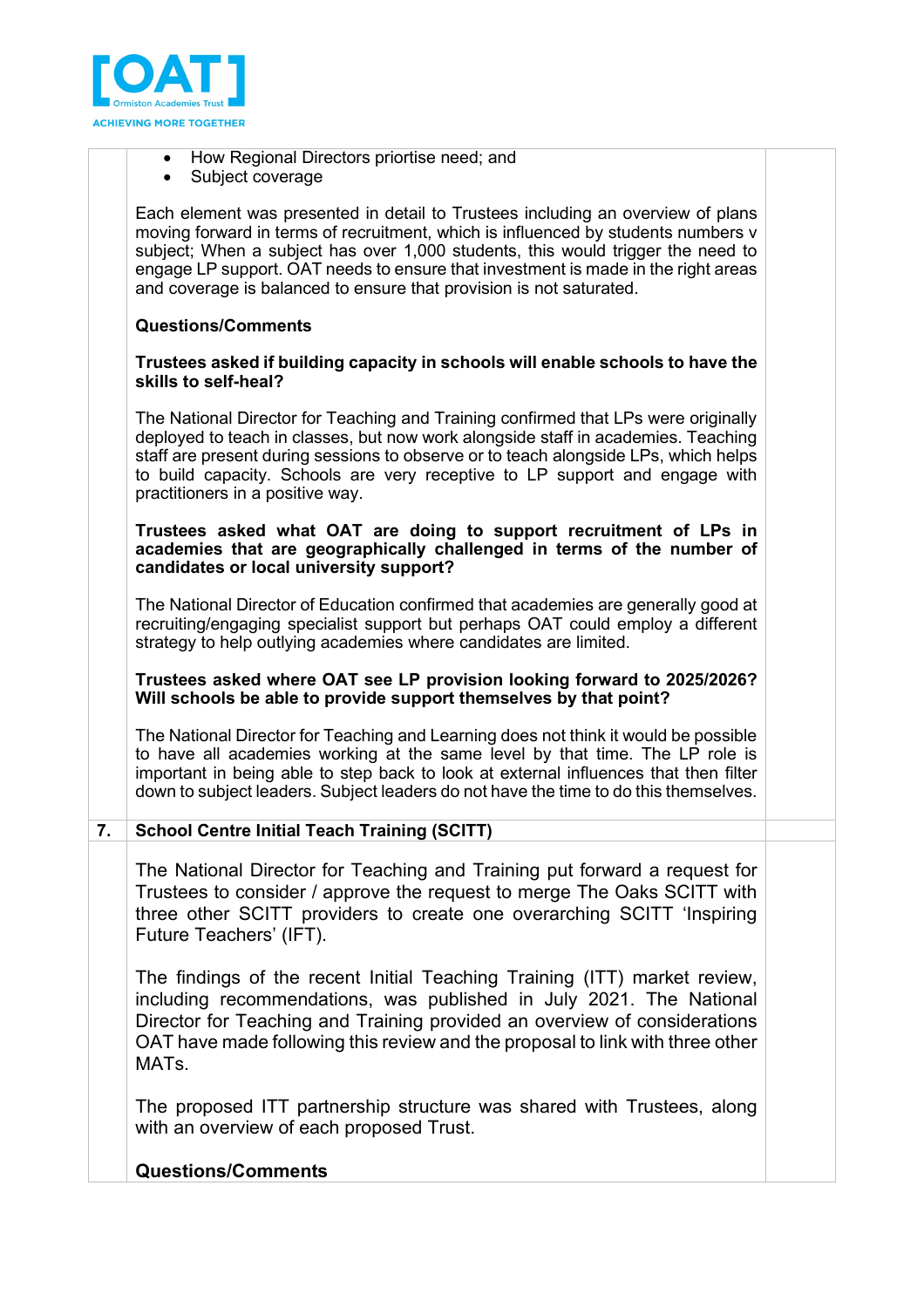- How Regional Directors priortise need; and
- Subject coverage

Each element was presented in detail to Trustees including an overview of plans moving forward in terms of recruitment, which is influenced by students numbers v subject; When a subject has over 1,000 students, this would trigger the need to engage LP support. OAT needs to ensure that investment is made in the right areas and coverage is balanced to ensure that provision is not saturated.

**Questions/Comments**

**Trustees asked if building capacity in schools will enable schools to have the skills to self-heal?**

The National Director for Teaching and Training confirmed that LPs were originally deployed to teach in classes, but now work alongside staff in academies. Teaching staff are present during sessions to observe or to teach alongside LPs, which helps to build capacity. Schools are very receptive to LP support and engage with practitioners in a positive way.

**Trustees asked what OAT are doing to support recruitment of LPs in academies that are geographically challenged in terms of the number of candidates or local university support?**

The National Director of Education confirmed that academies are generally good at recruiting/engaging specialist support but perhaps OAT could employ a different strategy to help outlying academies where candidates are limited.

**Trustees asked where OAT see LP provision looking forward to 2025/2026? Will schools be able to provide support themselves by that point?**

The National Director for Teaching and Learning does not think it would be possible to have all academies working at the same level by that time. The LP role is important in being able to step back to look at external influences that then filter down to subject leaders. Subject leaders do not have the time to do this themselves.

## 7. School Centre Initial Teach Training (SCITT)

The National Director for Teaching and Training put forward a request for Trustees to consider / approve the request to merge The Oaks SCITT with three other SCITT providers to create one overarching SCITT 'Inspiring Future Teachers' (IFT).

The findings of the recent Initial Teaching Training (ITT) market review, including recommendations, was published in July 2021. The National Director for Teaching and Training provided an overview of considerations OAT have made following this review and the proposal to link with three other MATs.

The proposed ITT partnership structure was shared with Trustees, along with an overview of each proposed Trust.

**Questions/Comments**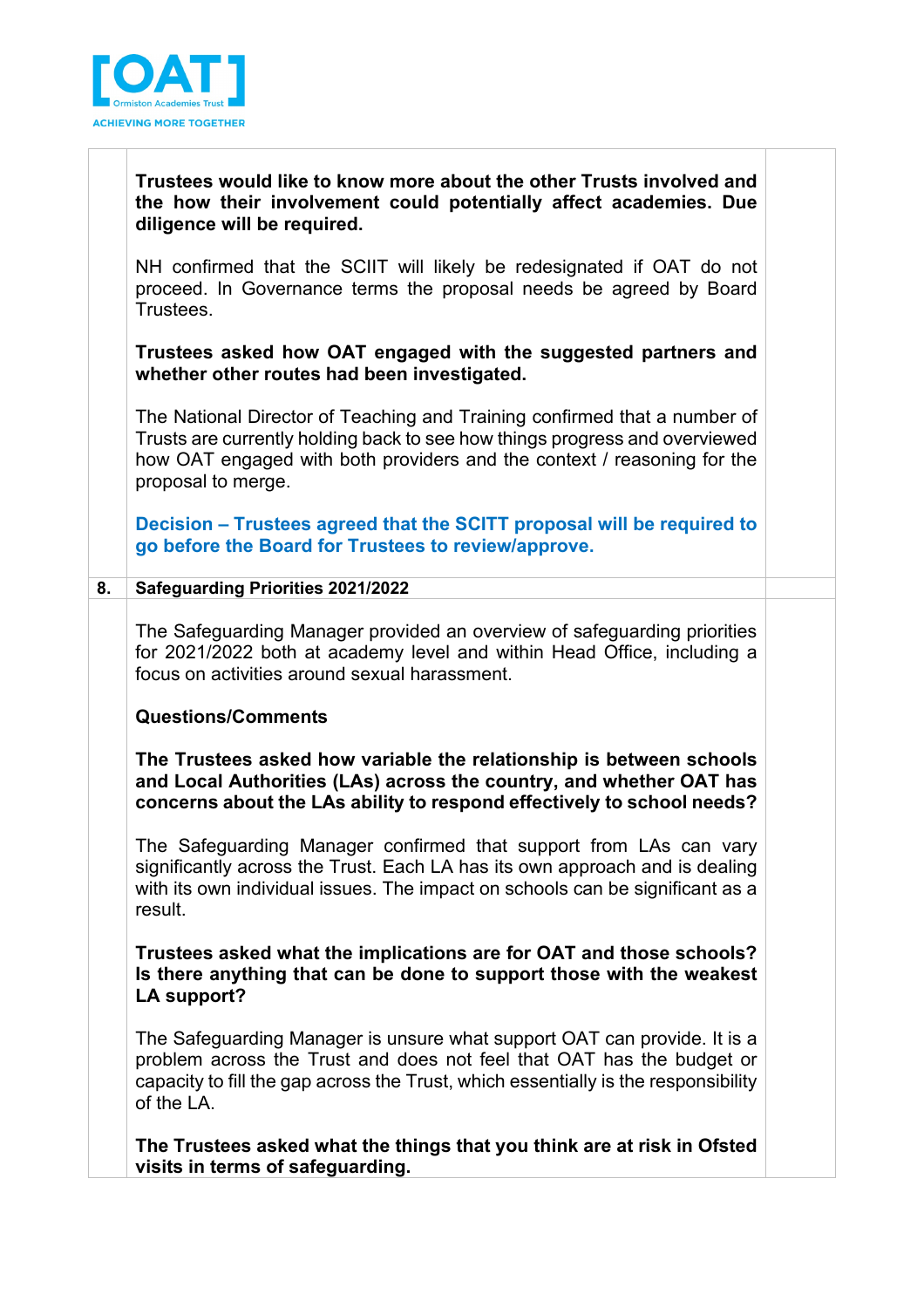**Trustees would like to know more about the other Trusts involved and the how their involvement could potentially affect academies. Due diligence will be required.**

NH confirmed that the SCIIT will likely be redesignated if OAT do not proceed. In Governance terms the proposal needs be agreed by Board Trustees.

**Trustees asked how OAT engaged with the suggested partners and whether other routes had been investigated.**

The National Director of Teaching and Training confirmed that a number of Trusts are currently holding back to see how things progress and overviewed how OAT engaged with both providers and the context / reasoning for the proposal to merge.

**Decision – Trustees agreed that the SCITT proposal will be required to go before the Board for Trustees to review/approve.**

## 8. Safeguarding Priorities 2021/2022

The Safeguarding Manager provided an overview of safeguarding priorities for 2021/2022 both at academy level and within Head Office, including a focus on activities around sexual harassment.

**Questions/Comments**

**The Trustees asked how variable the relationship is between schools and Local Authorities (LAs) across the country, and whether OAT has concerns about the LAs ability to respond effectively to school needs?**

The Safeguarding Manager confirmed that support from LAs can vary significantly across the Trust. Each LA has its own approach and is dealing with its own individual issues. The impact on schools can be significant as a result.

**Trustees asked what the implications are for OAT and those schools? Is there anything that can be done to support those with the weakest LA support?**

The Safeguarding Manager is unsure what support OAT can provide. It is a problem across the Trust and does not feel that OAT has the budget or capacity to fill the gap across the Trust, which essentially is the responsibility of the LA.

**The Trustees asked what the things that you think are at risk in Ofsted visits in terms of safeguarding.**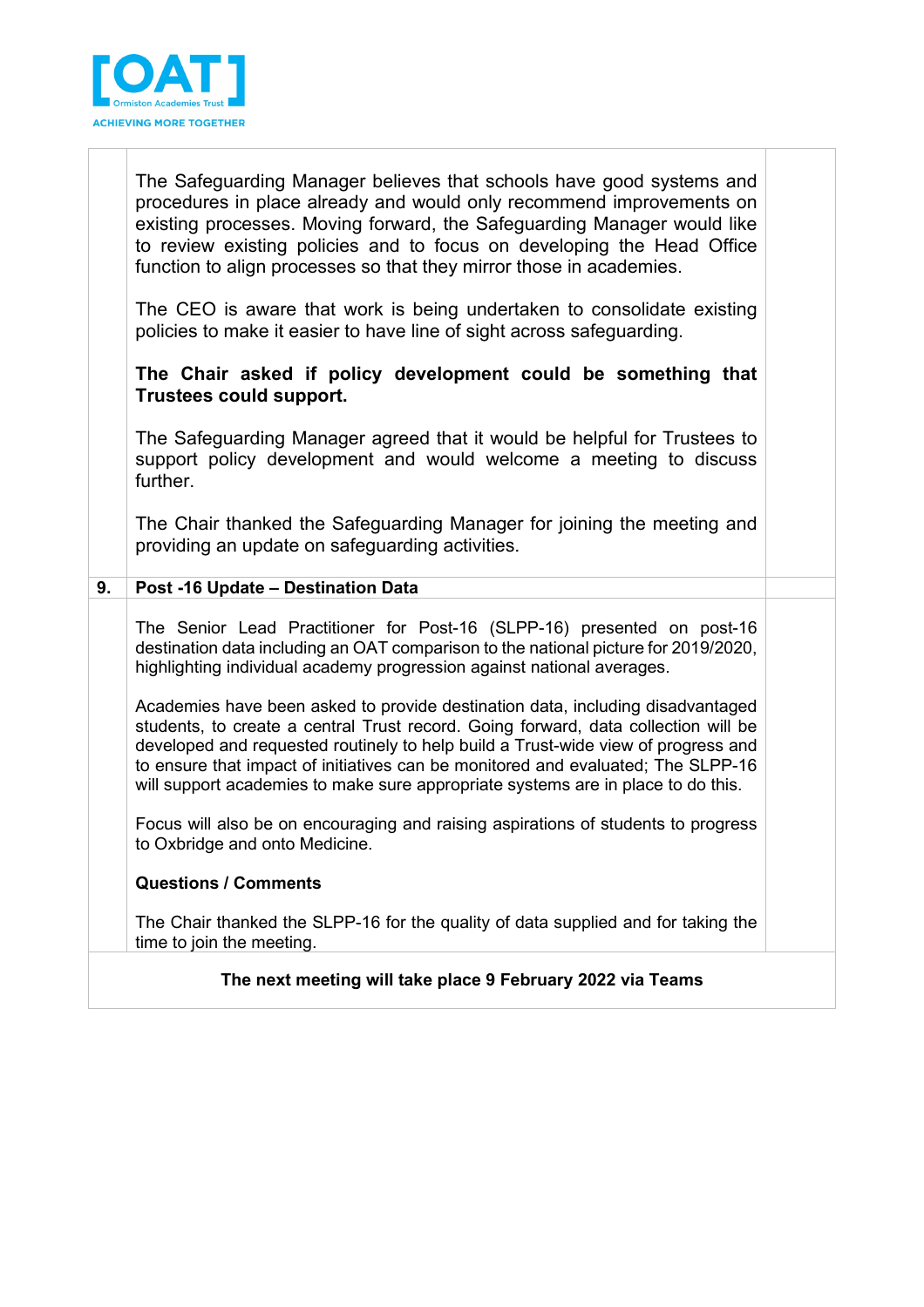| | | |
|---|---|---|
| | The Safeguarding Manager believes that schools have good systems and procedures in place already and would only recommend improvements on existing processes. Moving forward, the Safeguarding Manager would like to review existing policies and to focus on developing the Head Office function to align processes so that they mirror those in academies.<br><br>The CEO is aware that work is being undertaken to consolidate existing policies to make it easier to have line of sight across safeguarding.<br><br>**The Chair asked if policy development could be something that Trustees could support.**<br><br>The Safeguarding Manager agreed that it would be helpful for Trustees to support policy development and would welcome a meeting to discuss further.<br><br>The Chair thanked the Safeguarding Manager for joining the meeting and providing an update on safeguarding activities. | |
| **9.** | **Post -16 Update – Destination Data** | |
| | The Senior Lead Practitioner for Post-16 (SLPP-16) presented on post-16 destination data including an OAT comparison to the national picture for 2019/2020, highlighting individual academy progression against national averages.<br><br>Academies have been asked to provide destination data, including disadvantaged students, to create a central Trust record. Going forward, data collection will be developed and requested routinely to help build a Trust-wide view of progress and to ensure that impact of initiatives can be monitored and evaluated; The SLPP-16 will support academies to make sure appropriate systems are in place to do this.<br><br>Focus will also be on encouraging and raising aspirations of students to progress to Oxbridge and onto Medicine.<br><br>**Questions / Comments**<br><br>The Chair thanked the SLPP-16 for the quality of data supplied and for taking the time to join the meeting. | |
| **The next meeting will take place 9 February 2022 via Teams** | | |